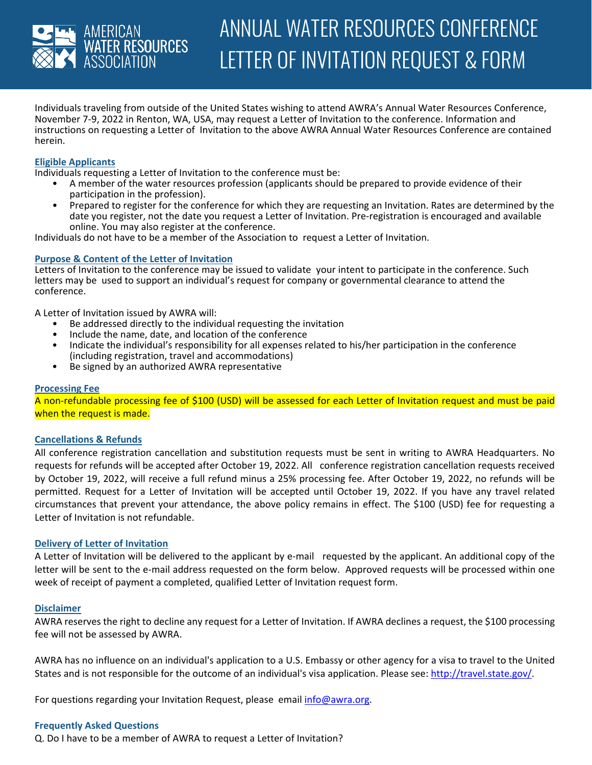AMERICAN WATER RESOURCES ASSOCIATION

# ANNUAL WATER RESOURCES CONFERENCE LETTER OF INVITATION REQUEST & FORM

Individuals traveling from outside of the United States wishing to attend AWRA's Annual Water Resources Conference, November 7-9, 2022 in Renton, WA, USA, may request a Letter of Invitation to the conference. Information and instructions on requesting a Letter of Invitation to the above AWRA Annual Water Resources Conference are contained herein.

### Eligible Applicants

Individuals requesting a Letter of Invitation to the conference must be:

- A member of the water resources profession (applicants should be prepared to provide evidence of their participation in the profession).
- Prepared to register for the conference for which they are requesting an Invitation. Rates are determined by the date you register, not the date you request a Letter of Invitation. Pre-registration is encouraged and available online. You may also register at the conference.

Individuals do not have to be a member of the Association to request a Letter of Invitation.

### Purpose & Content of the Letter of Invitation

Letters of Invitation to the conference may be issued to validate your intent to participate in the conference. Such letters may be used to support an individual's request for company or governmental clearance to attend the conference.

A Letter of Invitation issued by AWRA will:

- Be addressed directly to the individual requesting the invitation
- Include the name, date, and location of the conference
- Indicate the individual's responsibility for all expenses related to his/her participation in the conference (including registration, travel and accommodations)
- Be signed by an authorized AWRA representative

### Processing Fee

A non-refundable processing fee of $100 (USD) will be assessed for each Letter of Invitation request and must be paid when the request is made.

### Cancellations & Refunds

All conference registration cancellation and substitution requests must be sent in writing to AWRA Headquarters. No requests for refunds will be accepted after October 19, 2022. All conference registration cancellation requests received by October 19, 2022, will receive a full refund minus a 25% processing fee. After October 19, 2022, no refunds will be permitted. Request for a Letter of Invitation will be accepted until October 19, 2022. If you have any travel related circumstances that prevent your attendance, the above policy remains in effect. The $100 (USD) fee for requesting a Letter of Invitation is not refundable.

### Delivery of Letter of Invitation

A Letter of Invitation will be delivered to the applicant by e-mail requested by the applicant. An additional copy of the letter will be sent to the e-mail address requested on the form below. Approved requests will be processed within one week of receipt of payment a completed, qualified Letter of Invitation request form.

### Disclaimer

AWRA reserves the right to decline any request for a Letter of Invitation. If AWRA declines a request, the $100 processing fee will not be assessed by AWRA.

AWRA has no influence on an individual's application to a U.S. Embassy or other agency for a visa to travel to the United States and is not responsible for the outcome of an individual's visa application. Please see: http://travel.state.gov/.

For questions regarding your Invitation Request, please email info@awra.org.

### Frequently Asked Questions

Q. Do I have to be a member of AWRA to request a Letter of Invitation?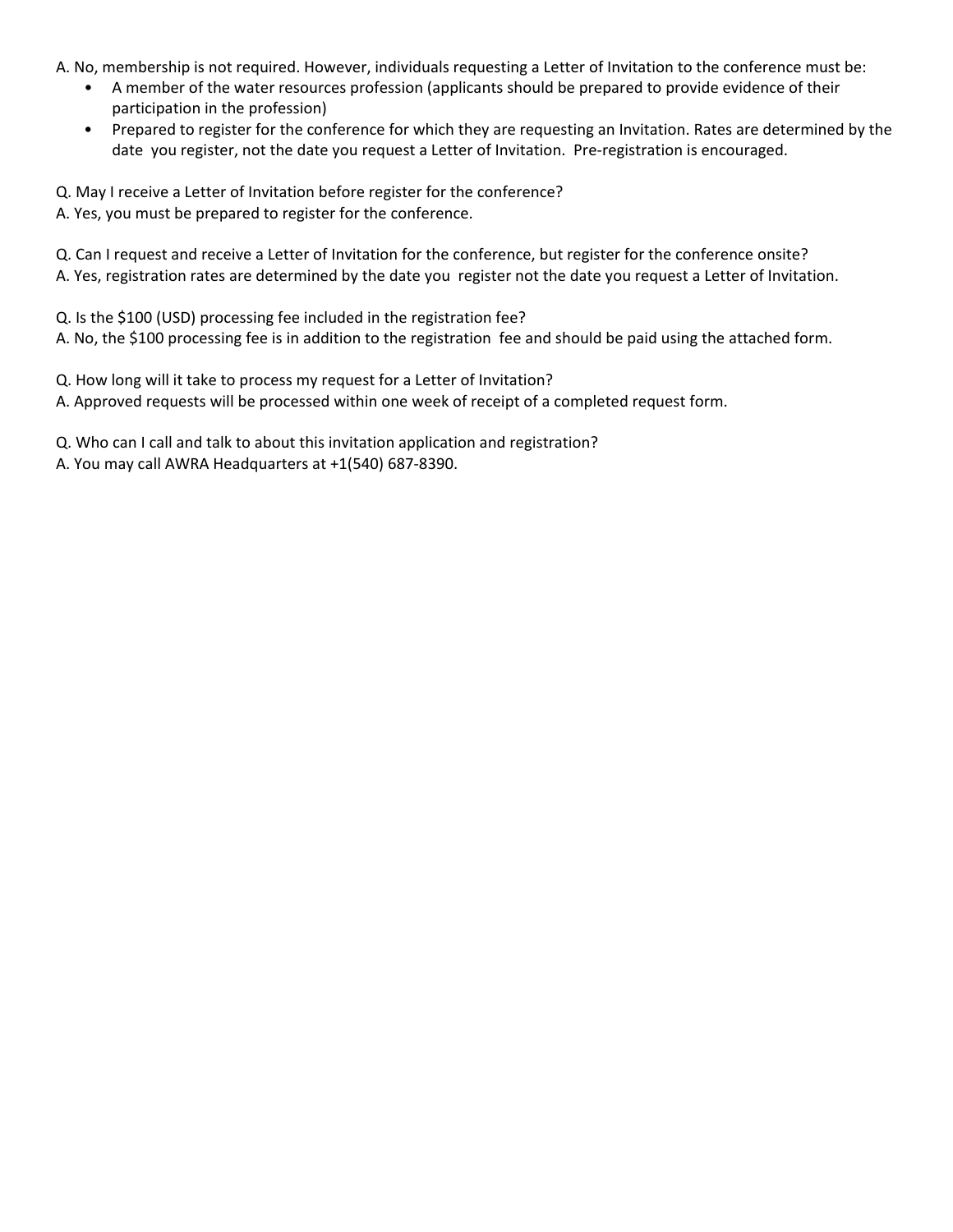A. No, membership is not required. However, individuals requesting a Letter of Invitation to the conference must be:

- A member of the water resources profession (applicants should be prepared to provide evidence of their participation in the profession)
- Prepared to register for the conference for which they are requesting an Invitation. Rates are determined by the date you register, not the date you request a Letter of Invitation. Pre-registration is encouraged.

Q. May I receive a Letter of Invitation before register for the conference?
A. Yes, you must be prepared to register for the conference.

Q. Can I request and receive a Letter of Invitation for the conference, but register for the conference onsite?
A. Yes, registration rates are determined by the date you register not the date you request a Letter of Invitation.

Q. Is the $100 (USD) processing fee included in the registration fee?
A. No, the $100 processing fee is in addition to the registration fee and should be paid using the attached form.

Q. How long will it take to process my request for a Letter of Invitation?
A. Approved requests will be processed within one week of receipt of a completed request form.

Q. Who can I call and talk to about this invitation application and registration?
A. You may call AWRA Headquarters at +1(540) 687-8390.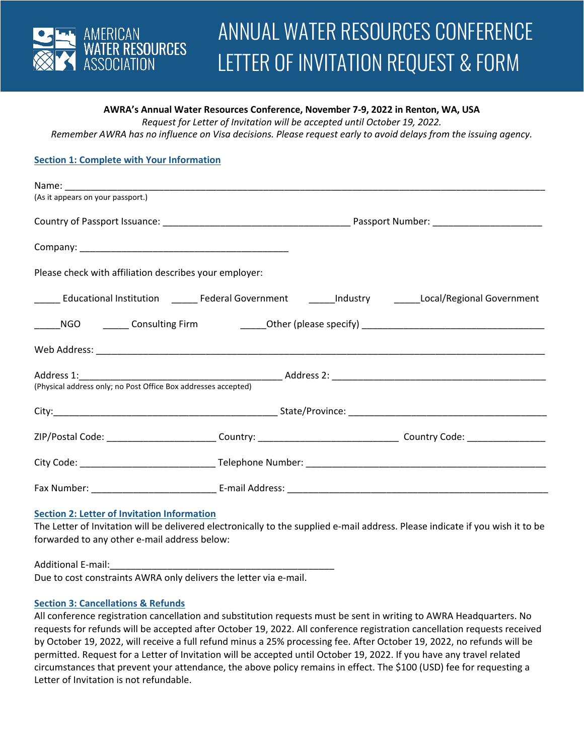# ANNUAL WATER RESOURCES CONFERENCE LETTER OF INVITATION REQUEST & FORM

AMERICAN WATER RESOURCES ASSOCIATION

**AWRA's Annual Water Resources Conference, November 7-9, 2022 in Renton, WA, USA**

*Request for Letter of Invitation will be accepted until October 19, 2022.*

*Remember AWRA has no influence on Visa decisions. Please request early to avoid delays from the issuing agency.*

## Section 1: Complete with Your Information

Name: ____________________________________________________________________________
(As it appears on your passport.)

Country of Passport Issuance: ______________________________ Passport Number: __________________

Company: ___________________________________

Please check with affiliation describes your employer:

_____ Educational Institution _____ Federal Government _____Industry _____Local/Regional Government

_____NGO _____ Consulting Firm _____Other (please specify) ______________________________

Web Address: ______________________________________________________________________

Address 1:________________________________ Address 2: __________________________________
(Physical address only; no Post Office Box addresses accepted)

City:____________________________________ State/Province: _______________________________

ZIP/Postal Code: __________________ Country: _______________________ Country Code: _____________

City Code: _______________________ Telephone Number: ________________________________________

Fax Number: _____________________ E-mail Address: _____________________________________________

## Section 2: Letter of Invitation Information

The Letter of Invitation will be delivered electronically to the supplied e-mail address. Please indicate if you wish it to be forwarded to any other e-mail address below:

Additional E-mail:_____________________________________

Due to cost constraints AWRA only delivers the letter via e-mail.

## Section 3: Cancellations & Refunds

All conference registration cancellation and substitution requests must be sent in writing to AWRA Headquarters. No requests for refunds will be accepted after October 19, 2022. All conference registration cancellation requests received by October 19, 2022, will receive a full refund minus a 25% processing fee. After October 19, 2022, no refunds will be permitted. Request for a Letter of Invitation will be accepted until October 19, 2022. If you have any travel related circumstances that prevent your attendance, the above policy remains in effect. The $100 (USD) fee for requesting a Letter of Invitation is not refundable.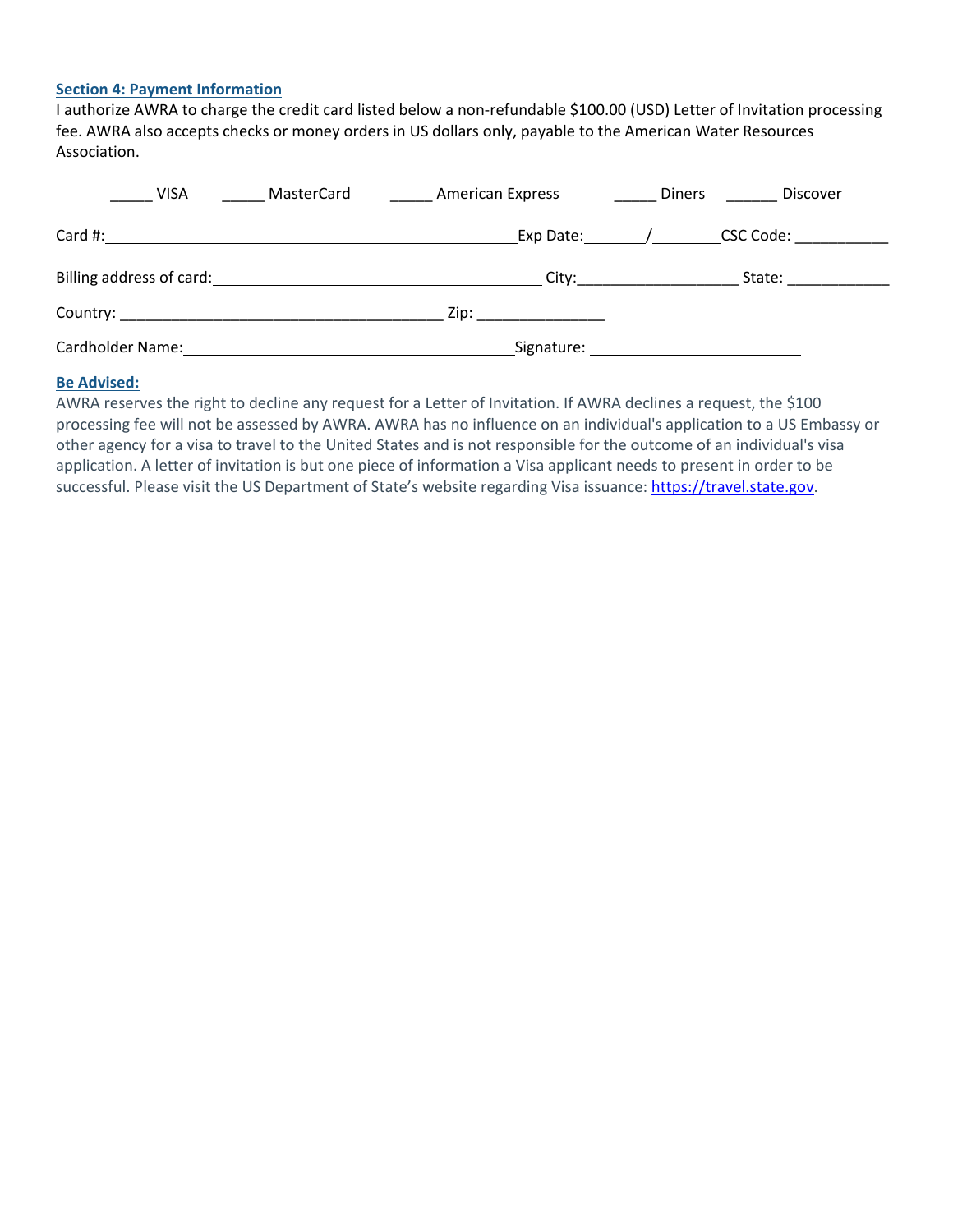## Section 4: Payment Information

I authorize AWRA to charge the credit card listed below a non-refundable $100.00 (USD) Letter of Invitation processing fee. AWRA also accepts checks or money orders in US dollars only, payable to the American Water Resources Association.

_____ VISA   _____ MasterCard   _____ American Express   _____ Diners   ______ Discover

Card #:__________________________________________ Exp Date:_______/________ CSC Code: ___________

Billing address of card:__________________________________ City:___________________ State: ____________

Country: ______________________________________ Zip: _______________

Cardholder Name:__________________________________ Signature: __________________________

## Be Advised:

AWRA reserves the right to decline any request for a Letter of Invitation. If AWRA declines a request, the $100 processing fee will not be assessed by AWRA. AWRA has no influence on an individual's application to a US Embassy or other agency for a visa to travel to the United States and is not responsible for the outcome of an individual's visa application. A letter of invitation is but one piece of information a Visa applicant needs to present in order to be successful. Please visit the US Department of State's website regarding Visa issuance: https://travel.state.gov.